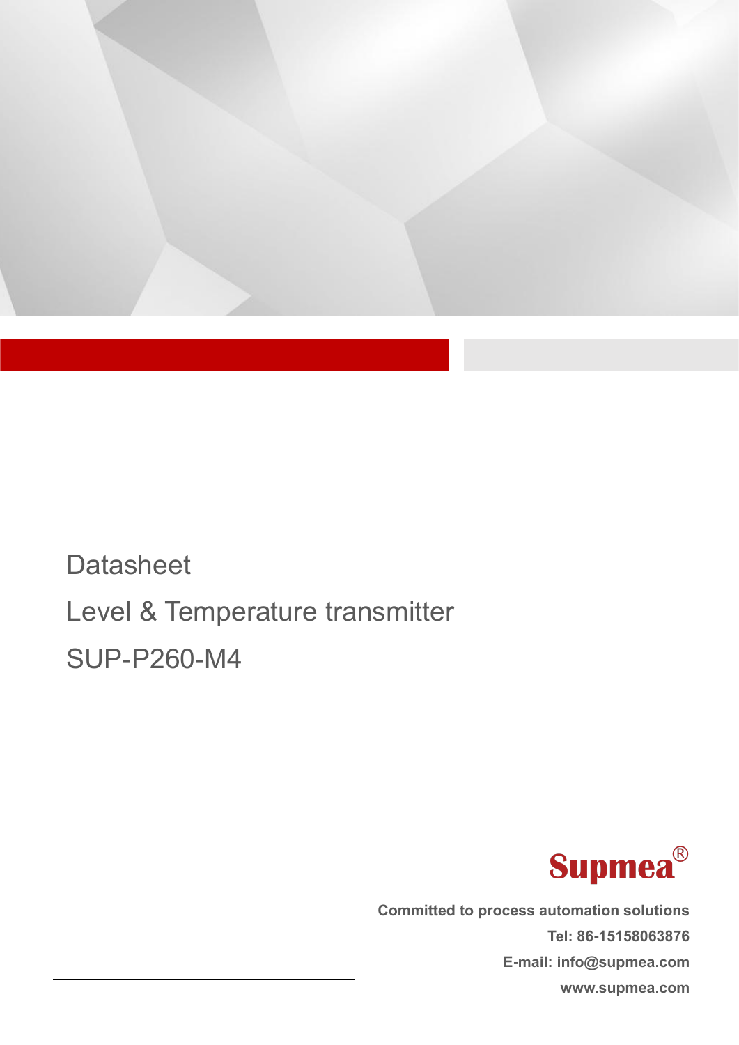# Datasheet

# Level & Temperature transmitter

# SUP-P260-M4

**Supmea®**

**Committed to process automation solutions**

**Tel: 86-15158063876**

**E-mail: info@supmea.com**

**www.supmea.com**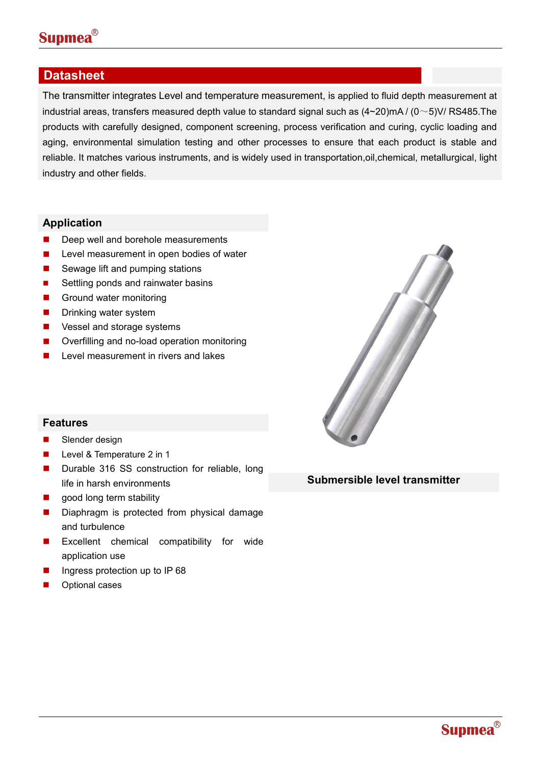## Datasheet

The transmitter integrates Level and temperature measurement, is applied to fluid depth measurement at industrial areas, transfers measured depth value to standard signal such as (4~20)mA / (0～5)V/ RS485.The products with carefully designed, component screening, process verification and curing, cyclic loading and aging, environmental simulation testing and other processes to ensure that each product is stable and reliable. It matches various instruments, and is widely used in transportation,oil,chemical, metallurgical, light industry and other fields.

### Application

- Deep well and borehole measurements
- Level measurement in open bodies of water
- Sewage lift and pumping stations
- Settling ponds and rainwater basins
- Ground water monitoring
- Drinking water system
- Vessel and storage systems
- Overfilling and no-load operation monitoring
- Level measurement in rivers and lakes

### Features

- Slender design
- Level & Temperature 2 in 1
- Durable 316 SS construction for reliable, long life in harsh environments
- good long term stability
- Diaphragm is protected from physical damage and turbulence
- Excellent chemical compatibility for wide application use
- Ingress protection up to IP 68
- Optional cases

**Submersible level transmitter**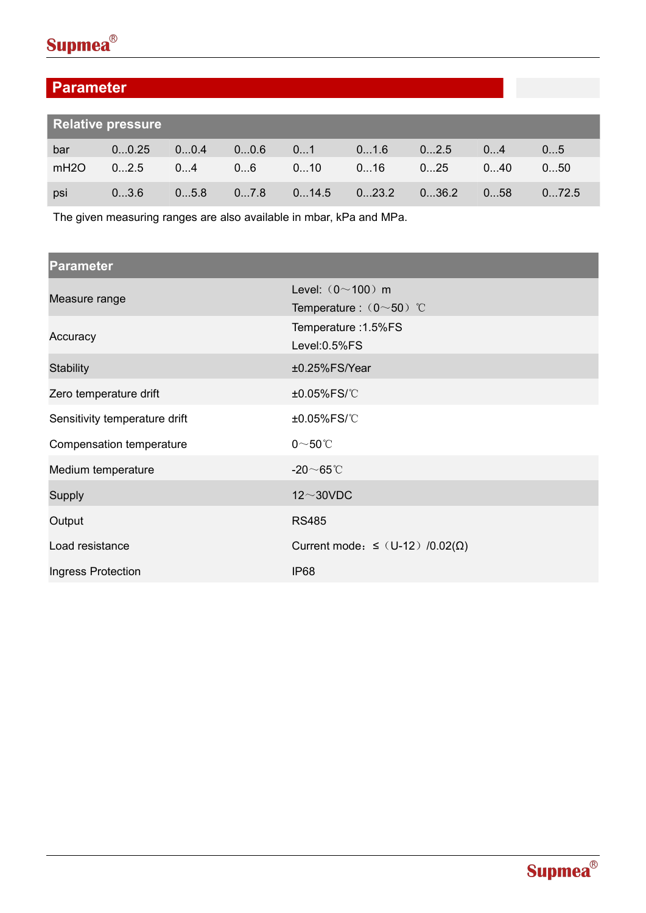## Parameter

| Relative pressure | | | | | | | | |
|---|---|---|---|---|---|---|---|---|
| bar | 0...0.25 | 0...0.4 | 0...0.6 | 0...1 | 0...1.6 | 0...2.5 | 0...4 | 0...5 |
| mH2O | 0...2.5 | 0...4 | 0...6 | 0...10 | 0...16 | 0...25 | 0...40 | 0...50 |
| psi | 0...3.6 | 0...5.8 | 0...7.8 | 0...14.5 | 0...23.2 | 0...36.2 | 0...58 | 0...72.5 |

The given measuring ranges are also available in mbar, kPa and MPa.

| Parameter | |
|---|---|
| Measure range | Level:（0～100）m<br>Temperature :（0～50）℃ |
| Accuracy | Temperature :1.5%FS<br>Level:0.5%FS |
| Stability | ±0.25%FS/Year |
| Zero temperature drift | ±0.05%FS/℃ |
| Sensitivity temperature drift | ±0.05%FS/℃ |
| Compensation temperature | 0～50℃ |
| Medium temperature | -20～65℃ |
| Supply | 12～30VDC |
| Output | RS485 |
| Load resistance | Current mode：≤（U-12）/0.02(Ω) |
| Ingress Protection | IP68 |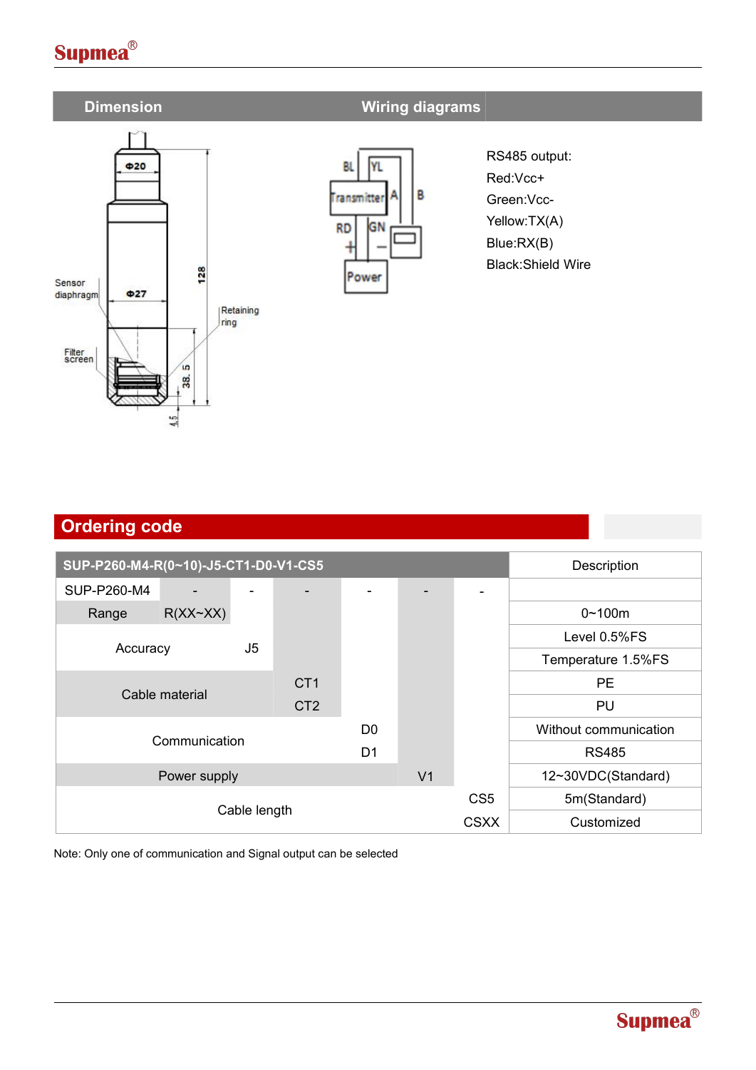## Dimension

## Wiring diagrams

RS485 output:
Red:Vcc+
Green:Vcc-
Yellow:TX(A)
Blue:RX(B)
Black:Shield Wire

## Ordering code

| SUP-P260-M4-R(0~10)-J5-CT1-D0-V1-CS5 | | | | | | | Description |
|---|---|---|---|---|---|---|---|
| SUP-P260-M4 | - | - | - | - | - | - | |
| Range | R(XX~XX) | | | | | | 0~100m |
| Accuracy | | J5 | | | | | Level 0.5%FS |
| | | | | | | | Temperature 1.5%FS |
| Cable material | | | CT1 | | | | PE |
| | | | CT2 | | | | PU |
| Communication | | | | D0 | | | Without communication |
| | | | | D1 | | | RS485 |
| Power supply | | | | | V1 | | 12~30VDC(Standard) |
| Cable length | | | | | | CS5 | 5m(Standard) |
| | | | | | | CSXX | Customized |

Note: Only one of communication and Signal output can be selected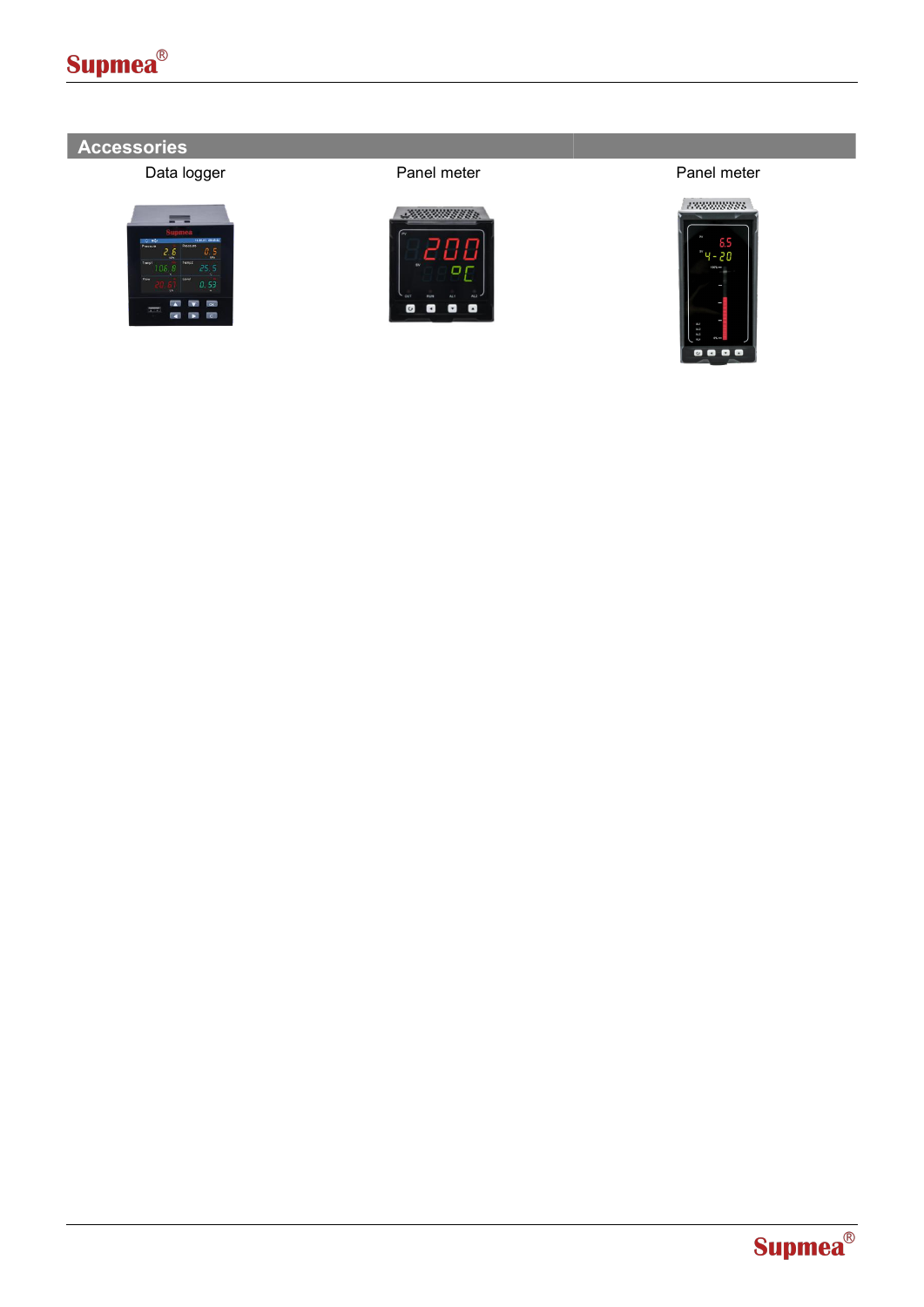## Accessories

| Data logger | Panel meter | Panel meter |
| --- | --- | --- |